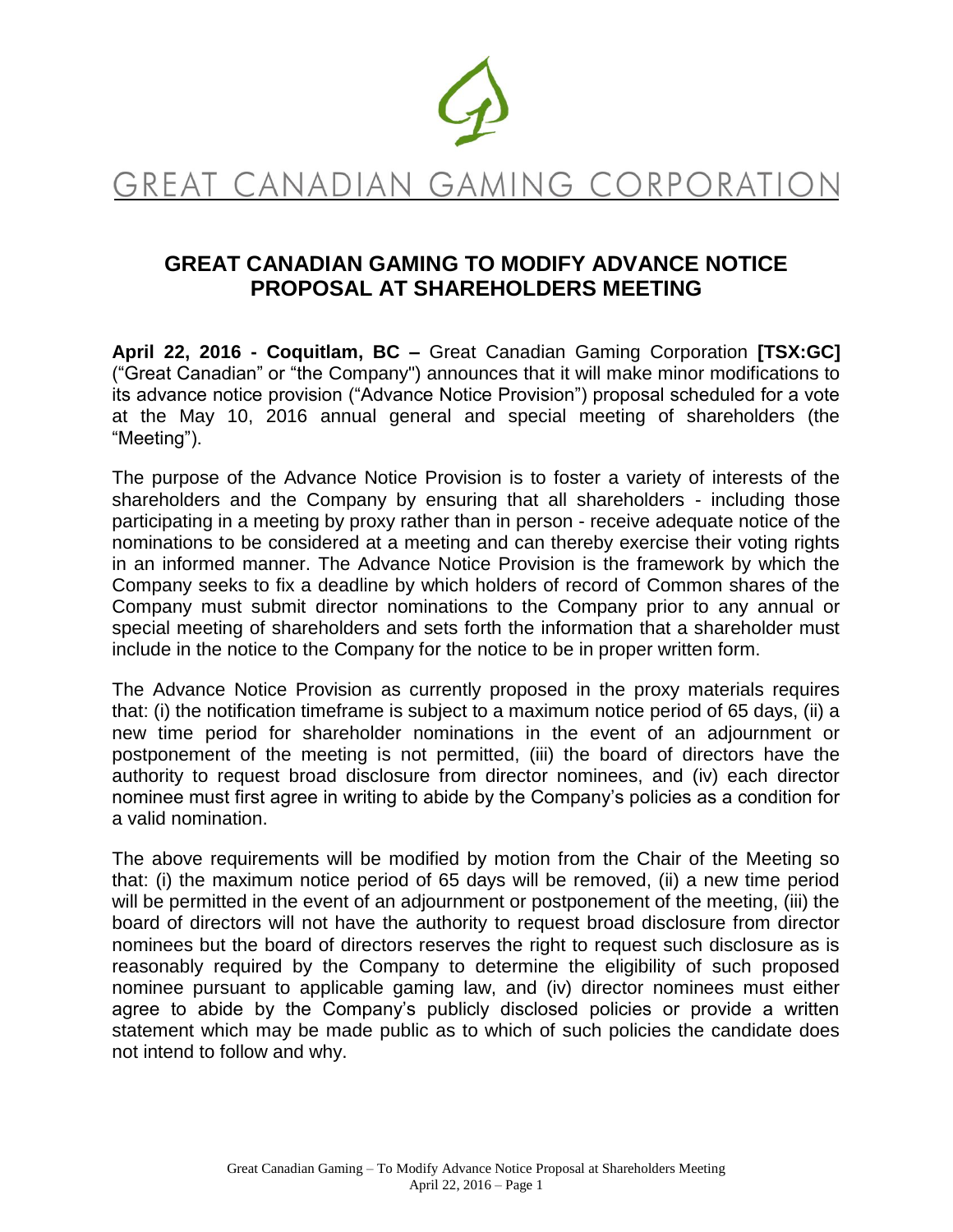# GREAT CANADIAN GAMING CORPORATION

## GREAT CANADIAN GAMING TO MODIFY ADVANCE NOTICE PROPOSAL AT SHAREHOLDERS MEETING

**April 22, 2016 - Coquitlam, BC –** Great Canadian Gaming Corporation **[TSX:GC]** ("Great Canadian" or "the Company") announces that it will make minor modifications to its advance notice provision ("Advance Notice Provision") proposal scheduled for a vote at the May 10, 2016 annual general and special meeting of shareholders (the "Meeting").

The purpose of the Advance Notice Provision is to foster a variety of interests of the shareholders and the Company by ensuring that all shareholders - including those participating in a meeting by proxy rather than in person - receive adequate notice of the nominations to be considered at a meeting and can thereby exercise their voting rights in an informed manner. The Advance Notice Provision is the framework by which the Company seeks to fix a deadline by which holders of record of Common shares of the Company must submit director nominations to the Company prior to any annual or special meeting of shareholders and sets forth the information that a shareholder must include in the notice to the Company for the notice to be in proper written form.

The Advance Notice Provision as currently proposed in the proxy materials requires that: (i) the notification timeframe is subject to a maximum notice period of 65 days, (ii) a new time period for shareholder nominations in the event of an adjournment or postponement of the meeting is not permitted, (iii) the board of directors have the authority to request broad disclosure from director nominees, and (iv) each director nominee must first agree in writing to abide by the Company's policies as a condition for a valid nomination.

The above requirements will be modified by motion from the Chair of the Meeting so that: (i) the maximum notice period of 65 days will be removed, (ii) a new time period will be permitted in the event of an adjournment or postponement of the meeting, (iii) the board of directors will not have the authority to request broad disclosure from director nominees but the board of directors reserves the right to request such disclosure as is reasonably required by the Company to determine the eligibility of such proposed nominee pursuant to applicable gaming law, and (iv) director nominees must either agree to abide by the Company's publicly disclosed policies or provide a written statement which may be made public as to which of such policies the candidate does not intend to follow and why.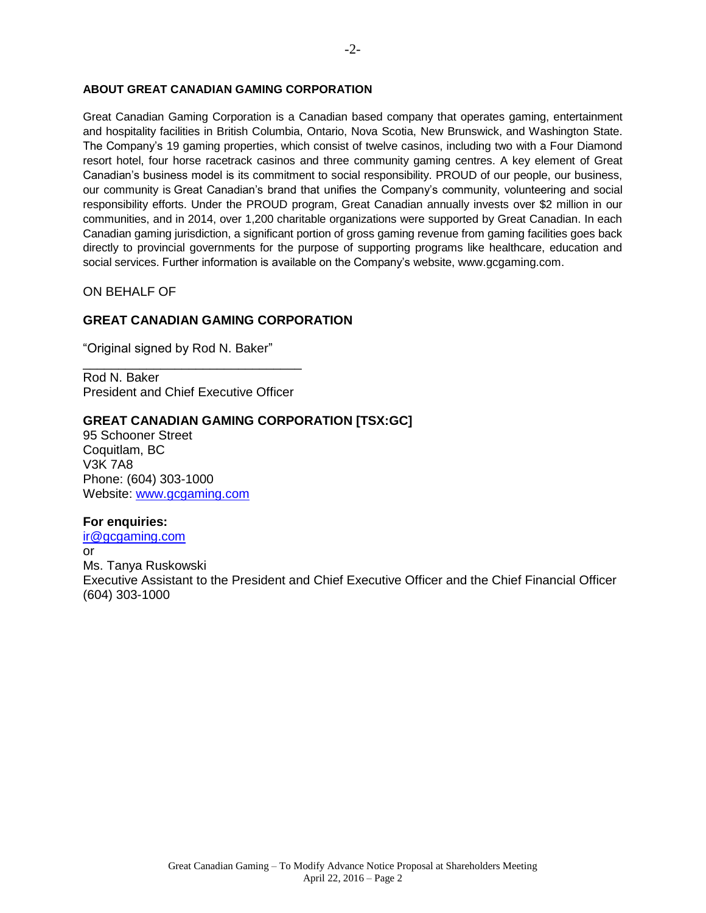**ABOUT GREAT CANADIAN GAMING CORPORATION**

Great Canadian Gaming Corporation is a Canadian based company that operates gaming, entertainment and hospitality facilities in British Columbia, Ontario, Nova Scotia, New Brunswick, and Washington State. The Company's 19 gaming properties, which consist of twelve casinos, including two with a Four Diamond resort hotel, four horse racetrack casinos and three community gaming centres. A key element of Great Canadian's business model is its commitment to social responsibility. PROUD of our people, our business, our community is Great Canadian's brand that unifies the Company's community, volunteering and social responsibility efforts. Under the PROUD program, Great Canadian annually invests over $2 million in our communities, and in 2014, over 1,200 charitable organizations were supported by Great Canadian. In each Canadian gaming jurisdiction, a significant portion of gross gaming revenue from gaming facilities goes back directly to provincial governments for the purpose of supporting programs like healthcare, education and social services. Further information is available on the Company's website, www.gcgaming.com.

ON BEHALF OF

**GREAT CANADIAN GAMING CORPORATION**

"Original signed by Rod N. Baker"

Rod N. Baker
President and Chief Executive Officer

**GREAT CANADIAN GAMING CORPORATION [TSX:GC]**
95 Schooner Street
Coquitlam, BC
V3K 7A8
Phone: (604) 303-1000
Website: www.gcgaming.com

**For enquiries:**
ir@gcgaming.com
or
Ms. Tanya Ruskowski
Executive Assistant to the President and Chief Executive Officer and the Chief Financial Officer
(604) 303-1000